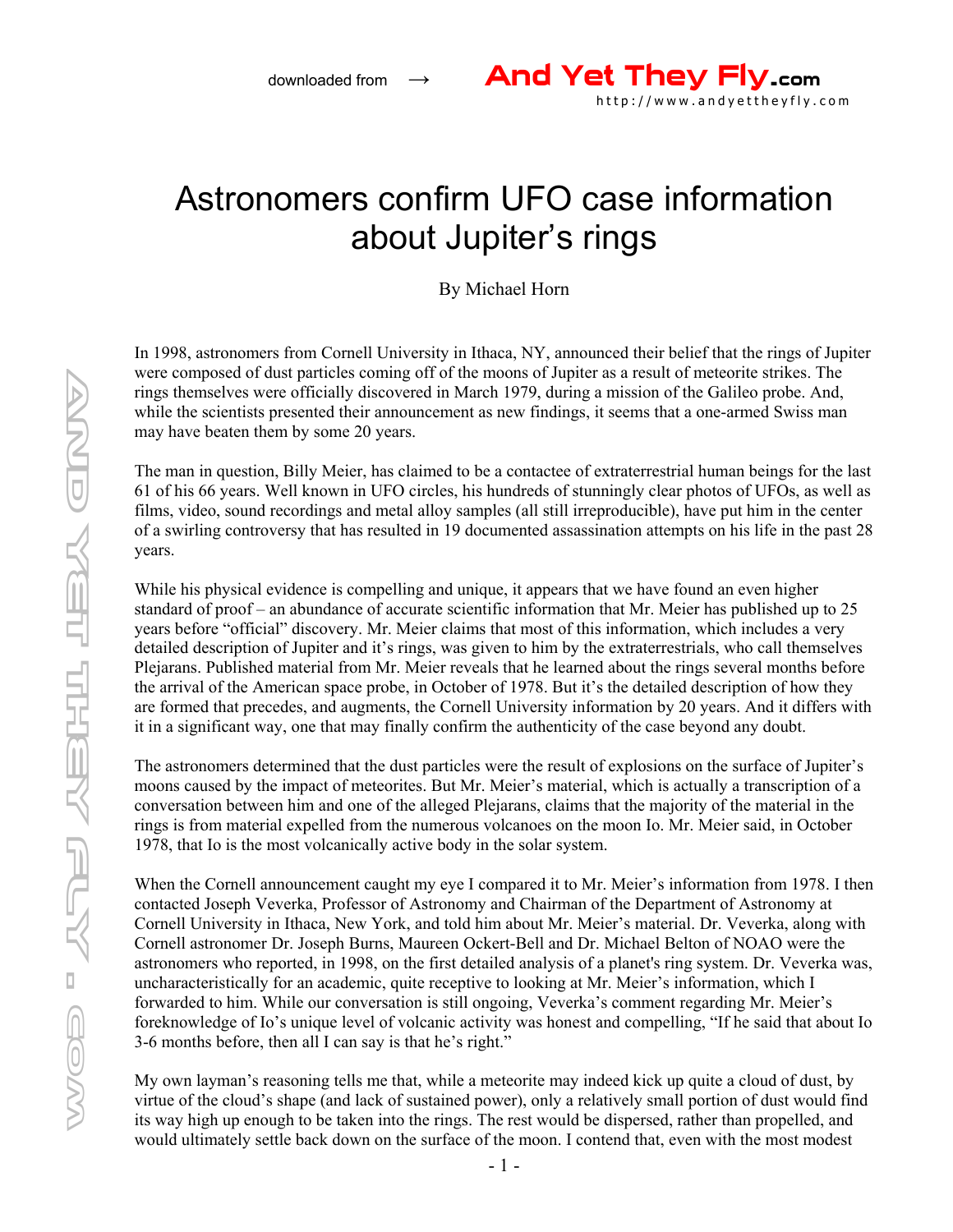# Astronomers confirm UFO case information about Jupiter's rings

By Michael Horn

In 1998, astronomers from Cornell University in Ithaca, NY, announced their belief that the rings of Jupiter were composed of dust particles coming off of the moons of Jupiter as a result of meteorite strikes. The rings themselves were officially discovered in March 1979, during a mission of the Galileo probe. And, while the scientists presented their announcement as new findings, it seems that a one-armed Swiss man may have beaten them by some 20 years.

The man in question, Billy Meier, has claimed to be a contactee of extraterrestrial human beings for the last 61 of his 66 years. Well known in UFO circles, his hundreds of stunningly clear photos of UFOs, as well as films, video, sound recordings and metal alloy samples (all still irreproducible), have put him in the center of a swirling controversy that has resulted in 19 documented assassination attempts on his life in the past 28 years.

While his physical evidence is compelling and unique, it appears that we have found an even higher standard of proof – an abundance of accurate scientific information that Mr. Meier has published up to 25 years before "official" discovery. Mr. Meier claims that most of this information, which includes a very detailed description of Jupiter and it's rings, was given to him by the extraterrestrials, who call themselves Plejarans. Published material from Mr. Meier reveals that he learned about the rings several months before the arrival of the American space probe, in October of 1978. But it's the detailed description of how they are formed that precedes, and augments, the Cornell University information by 20 years. And it differs with it in a significant way, one that may finally confirm the authenticity of the case beyond any doubt.

The astronomers determined that the dust particles were the result of explosions on the surface of Jupiter's moons caused by the impact of meteorites. But Mr. Meier's material, which is actually a transcription of a conversation between him and one of the alleged Plejarans, claims that the majority of the material in the rings is from material expelled from the numerous volcanoes on the moon Io. Mr. Meier said, in October 1978, that Io is the most volcanically active body in the solar system.

When the Cornell announcement caught my eye I compared it to Mr. Meier's information from 1978. I then contacted Joseph Veverka, Professor of Astronomy and Chairman of the Department of Astronomy at Cornell University in Ithaca, New York, and told him about Mr. Meier's material. Dr. Veverka, along with Cornell astronomer Dr. Joseph Burns, Maureen Ockert-Bell and Dr. Michael Belton of NOAO were the astronomers who reported, in 1998, on the first detailed analysis of a planet's ring system. Dr. Veverka was, uncharacteristically for an academic, quite receptive to looking at Mr. Meier's information, which I forwarded to him. While our conversation is still ongoing, Veverka's comment regarding Mr. Meier's foreknowledge of Io's unique level of volcanic activity was honest and compelling, "If he said that about Io 3-6 months before, then all I can say is that he's right."

My own layman's reasoning tells me that, while a meteorite may indeed kick up quite a cloud of dust, by virtue of the cloud's shape (and lack of sustained power), only a relatively small portion of dust would find its way high up enough to be taken into the rings. The rest would be dispersed, rather than propelled, and would ultimately settle back down on the surface of the moon. I contend that, even with the most modest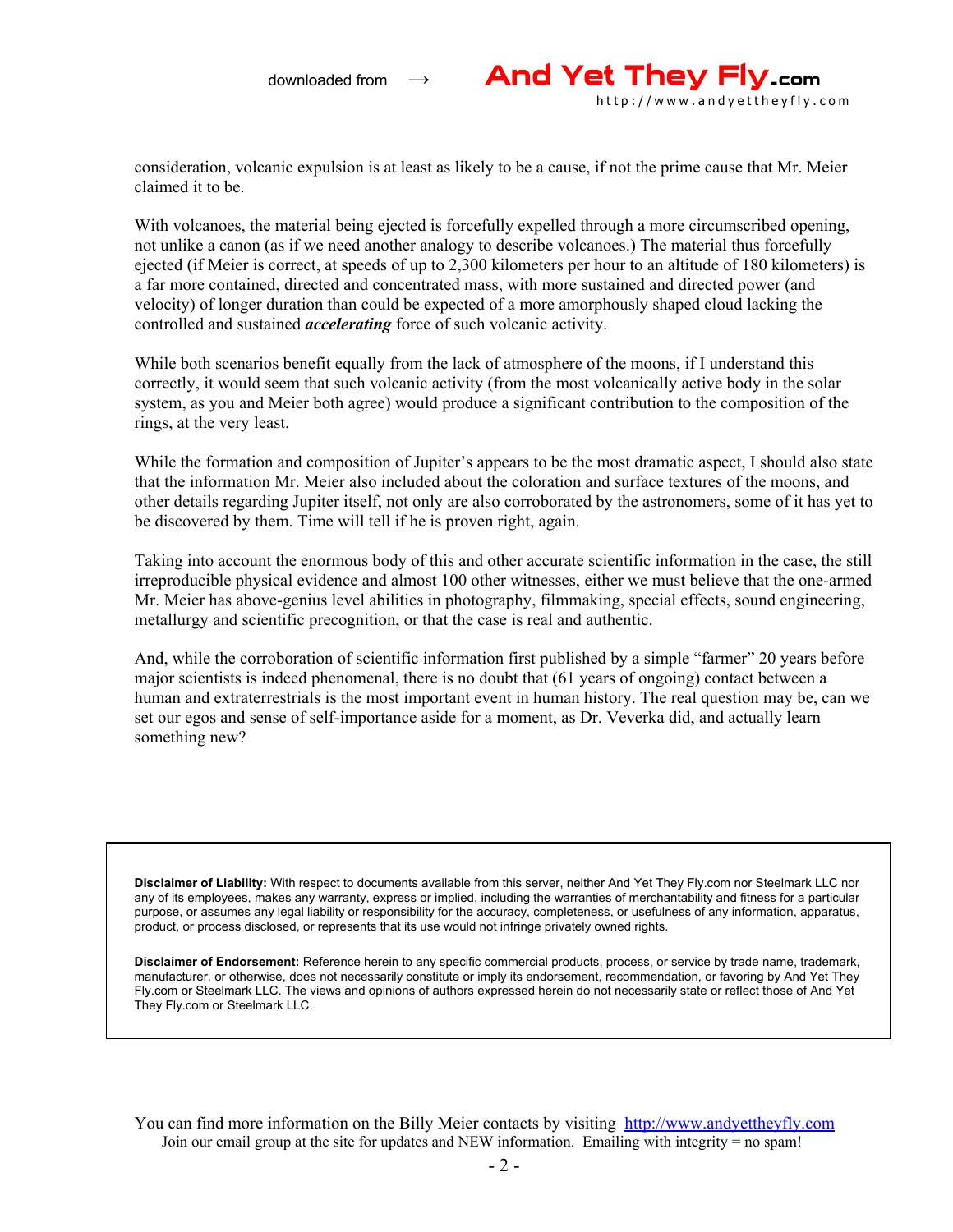consideration, volcanic expulsion is at least as likely to be a cause, if not the prime cause that Mr. Meier claimed it to be.

With volcanoes, the material being ejected is forcefully expelled through a more circumscribed opening, not unlike a canon (as if we need another analogy to describe volcanoes.) The material thus forcefully ejected (if Meier is correct, at speeds of up to 2,300 kilometers per hour to an altitude of 180 kilometers) is a far more contained, directed and concentrated mass, with more sustained and directed power (and velocity) of longer duration than could be expected of a more amorphously shaped cloud lacking the controlled and sustained ***accelerating*** force of such volcanic activity.

While both scenarios benefit equally from the lack of atmosphere of the moons, if I understand this correctly, it would seem that such volcanic activity (from the most volcanically active body in the solar system, as you and Meier both agree) would produce a significant contribution to the composition of the rings, at the very least.

While the formation and composition of Jupiter's appears to be the most dramatic aspect, I should also state that the information Mr. Meier also included about the coloration and surface textures of the moons, and other details regarding Jupiter itself, not only are also corroborated by the astronomers, some of it has yet to be discovered by them. Time will tell if he is proven right, again.

Taking into account the enormous body of this and other accurate scientific information in the case, the still irreproducible physical evidence and almost 100 other witnesses, either we must believe that the one-armed Mr. Meier has above-genius level abilities in photography, filmmaking, special effects, sound engineering, metallurgy and scientific precognition, or that the case is real and authentic.

And, while the corroboration of scientific information first published by a simple "farmer" 20 years before major scientists is indeed phenomenal, there is no doubt that (61 years of ongoing) contact between a human and extraterrestrials is the most important event in human history. The real question may be, can we set our egos and sense of self-importance aside for a moment, as Dr. Veverka did, and actually learn something new?

**Disclaimer of Liability:** With respect to documents available from this server, neither And Yet They Fly.com nor Steelmark LLC nor any of its employees, makes any warranty, express or implied, including the warranties of merchantability and fitness for a particular purpose, or assumes any legal liability or responsibility for the accuracy, completeness, or usefulness of any information, apparatus, product, or process disclosed, or represents that its use would not infringe privately owned rights.

**Disclaimer of Endorsement:** Reference herein to any specific commercial products, process, or service by trade name, trademark, manufacturer, or otherwise, does not necessarily constitute or imply its endorsement, recommendation, or favoring by And Yet They Fly.com or Steelmark LLC. The views and opinions of authors expressed herein do not necessarily state or reflect those of And Yet They Fly.com or Steelmark LLC.